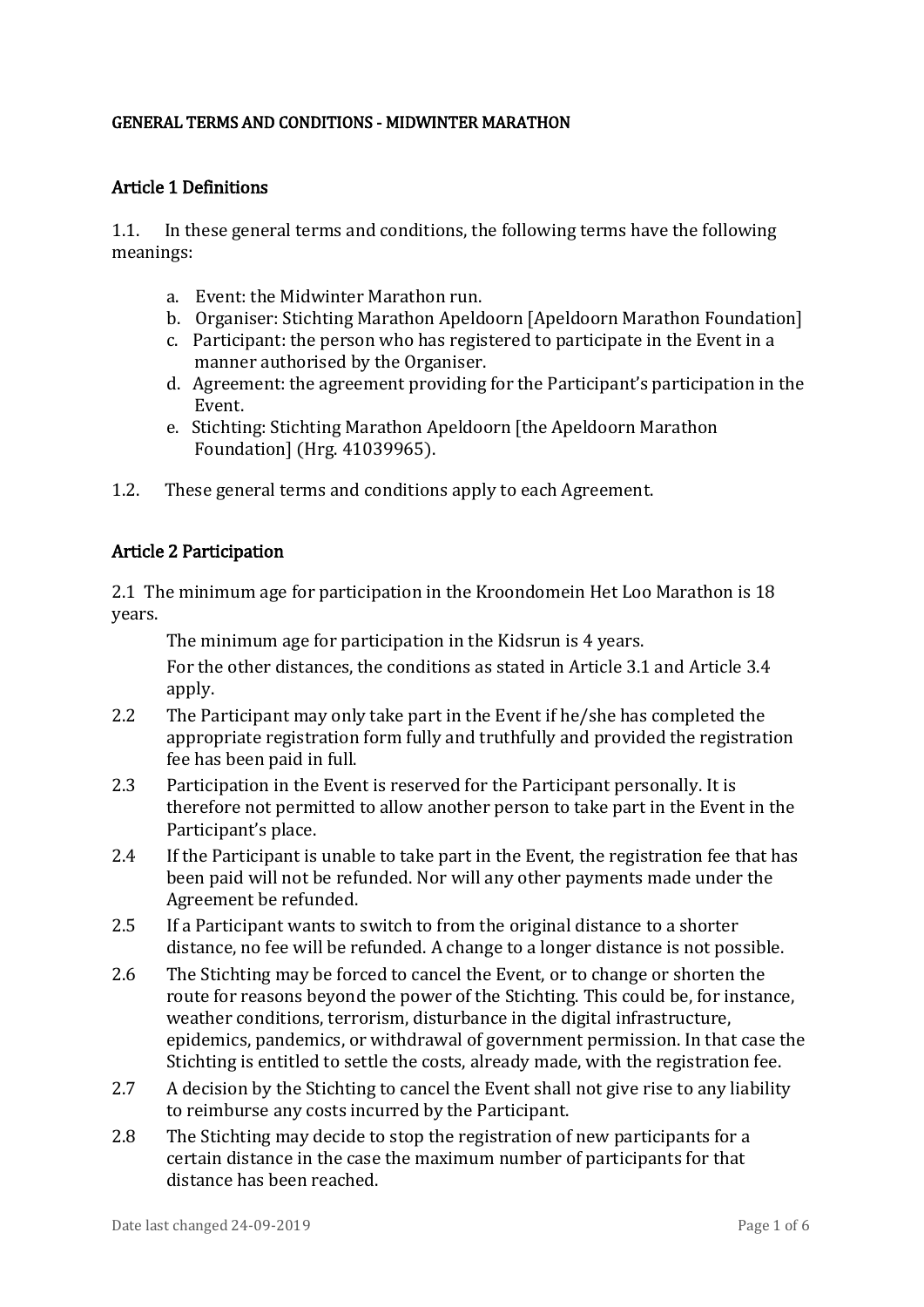# GENERAL TERMS AND CONDITIONS - MIDWINTER MARATHON

## Article 1 Definitions

1.1. In these general terms and conditions, the following terms have the following meanings:

a. Event: the Midwinter Marathon run.
b. Organiser: Stichting Marathon Apeldoorn [Apeldoorn Marathon Foundation]
c. Participant: the person who has registered to participate in the Event in a manner authorised by the Organiser.
d. Agreement: the agreement providing for the Participant's participation in the Event.
e. Stichting: Stichting Marathon Apeldoorn [the Apeldoorn Marathon Foundation] (Hrg. 41039965).

1.2. These general terms and conditions apply to each Agreement.

## Article 2 Participation

2.1 The minimum age for participation in the Kroondomein Het Loo Marathon is 18 years.

The minimum age for participation in the Kidsrun is 4 years.

For the other distances, the conditions as stated in Article 3.1 and Article 3.4 apply.

2.2 The Participant may only take part in the Event if he/she has completed the appropriate registration form fully and truthfully and provided the registration fee has been paid in full.

2.3 Participation in the Event is reserved for the Participant personally. It is therefore not permitted to allow another person to take part in the Event in the Participant's place.

2.4 If the Participant is unable to take part in the Event, the registration fee that has been paid will not be refunded. Nor will any other payments made under the Agreement be refunded.

2.5 If a Participant wants to switch to from the original distance to a shorter distance, no fee will be refunded. A change to a longer distance is not possible.

2.6 The Stichting may be forced to cancel the Event, or to change or shorten the route for reasons beyond the power of the Stichting. This could be, for instance, weather conditions, terrorism, disturbance in the digital infrastructure, epidemics, pandemics, or withdrawal of government permission. In that case the Stichting is entitled to settle the costs, already made, with the registration fee.

2.7 A decision by the Stichting to cancel the Event shall not give rise to any liability to reimburse any costs incurred by the Participant.

2.8 The Stichting may decide to stop the registration of new participants for a certain distance in the case the maximum number of participants for that distance has been reached.

Date last changed 24-09-2019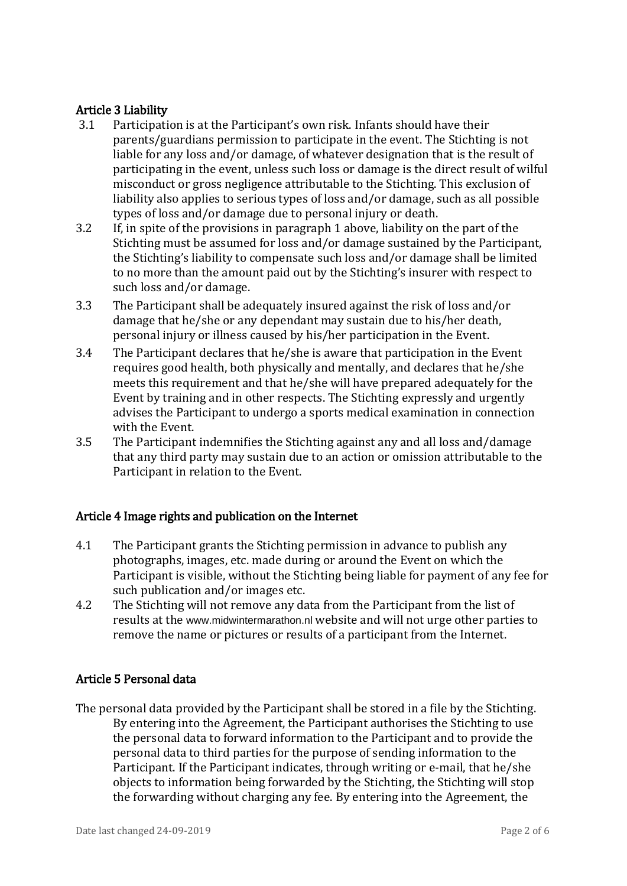## Article 3 Liability

3.1 Participation is at the Participant's own risk. Infants should have their parents/guardians permission to participate in the event. The Stichting is not liable for any loss and/or damage, of whatever designation that is the result of participating in the event, unless such loss or damage is the direct result of wilful misconduct or gross negligence attributable to the Stichting. This exclusion of liability also applies to serious types of loss and/or damage, such as all possible types of loss and/or damage due to personal injury or death.

3.2 If, in spite of the provisions in paragraph 1 above, liability on the part of the Stichting must be assumed for loss and/or damage sustained by the Participant, the Stichting's liability to compensate such loss and/or damage shall be limited to no more than the amount paid out by the Stichting's insurer with respect to such loss and/or damage.

3.3 The Participant shall be adequately insured against the risk of loss and/or damage that he/she or any dependant may sustain due to his/her death, personal injury or illness caused by his/her participation in the Event.

3.4 The Participant declares that he/she is aware that participation in the Event requires good health, both physically and mentally, and declares that he/she meets this requirement and that he/she will have prepared adequately for the Event by training and in other respects. The Stichting expressly and urgently advises the Participant to undergo a sports medical examination in connection with the Event.

3.5 The Participant indemnifies the Stichting against any and all loss and/damage that any third party may sustain due to an action or omission attributable to the Participant in relation to the Event.

## Article 4 Image rights and publication on the Internet

4.1 The Participant grants the Stichting permission in advance to publish any photographs, images, etc. made during or around the Event on which the Participant is visible, without the Stichting being liable for payment of any fee for such publication and/or images etc.

4.2 The Stichting will not remove any data from the Participant from the list of results at the www.midwintermarathon.nl website and will not urge other parties to remove the name or pictures or results of a participant from the Internet.

## Article 5 Personal data

The personal data provided by the Participant shall be stored in a file by the Stichting. By entering into the Agreement, the Participant authorises the Stichting to use the personal data to forward information to the Participant and to provide the personal data to third parties for the purpose of sending information to the Participant. If the Participant indicates, through writing or e-mail, that he/she objects to information being forwarded by the Stichting, the Stichting will stop the forwarding without charging any fee. By entering into the Agreement, the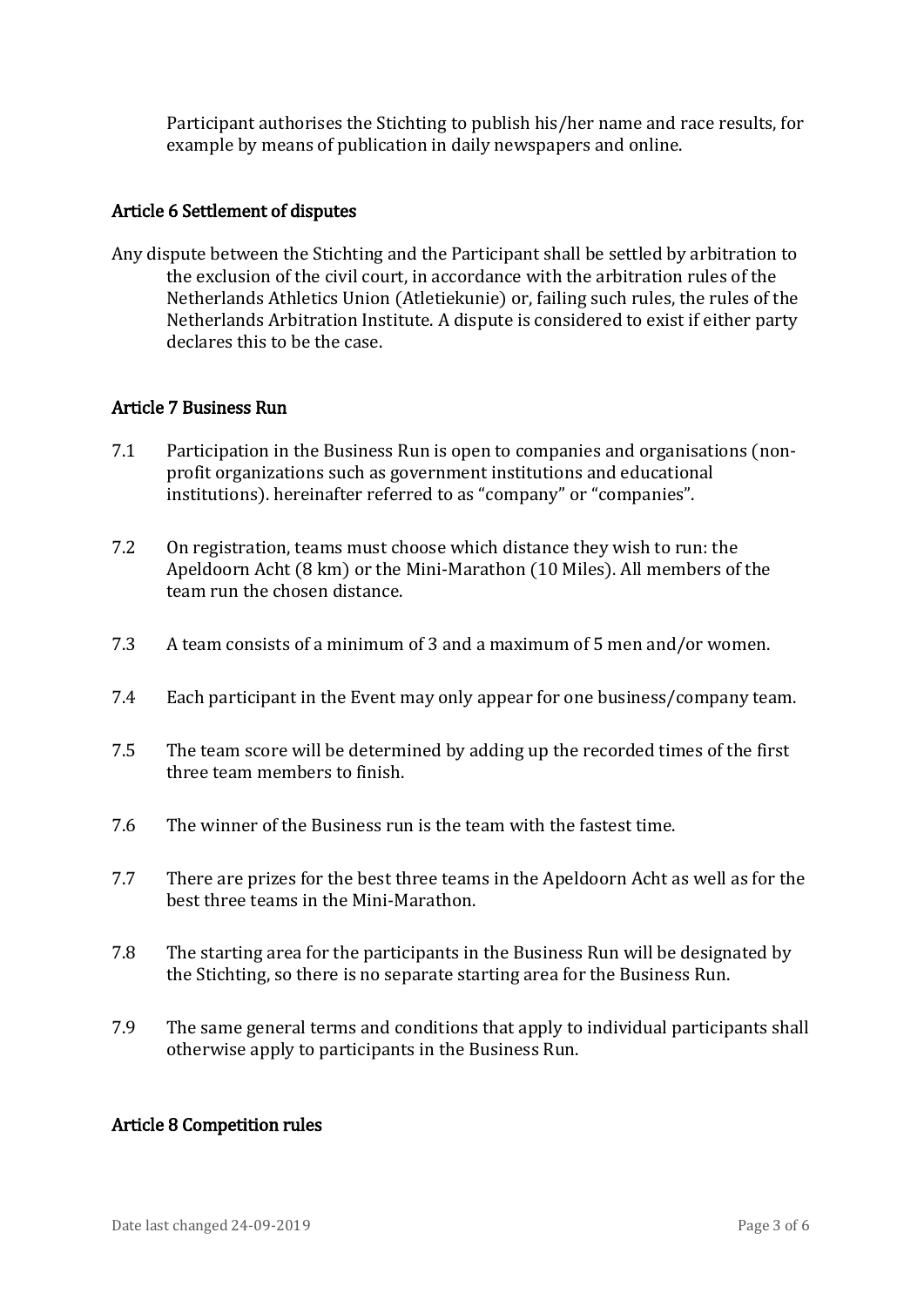Participant authorises the Stichting to publish his/her name and race results, for example by means of publication in daily newspapers and online.

## Article 6 Settlement of disputes

Any dispute between the Stichting and the Participant shall be settled by arbitration to the exclusion of the civil court, in accordance with the arbitration rules of the Netherlands Athletics Union (Atletiekunie) or, failing such rules, the rules of the Netherlands Arbitration Institute. A dispute is considered to exist if either party declares this to be the case.

## Article 7 Business Run

7.1 Participation in the Business Run is open to companies and organisations (non-profit organizations such as government institutions and educational institutions). hereinafter referred to as “company” or “companies”.

7.2 On registration, teams must choose which distance they wish to run: the Apeldoorn Acht (8 km) or the Mini-Marathon (10 Miles). All members of the team run the chosen distance.

7.3 A team consists of a minimum of 3 and a maximum of 5 men and/or women.

7.4 Each participant in the Event may only appear for one business/company team.

7.5 The team score will be determined by adding up the recorded times of the first three team members to finish.

7.6 The winner of the Business run is the team with the fastest time.

7.7 There are prizes for the best three teams in the Apeldoorn Acht as well as for the best three teams in the Mini-Marathon.

7.8 The starting area for the participants in the Business Run will be designated by the Stichting, so there is no separate starting area for the Business Run.

7.9 The same general terms and conditions that apply to individual participants shall otherwise apply to participants in the Business Run.

## Article 8 Competition rules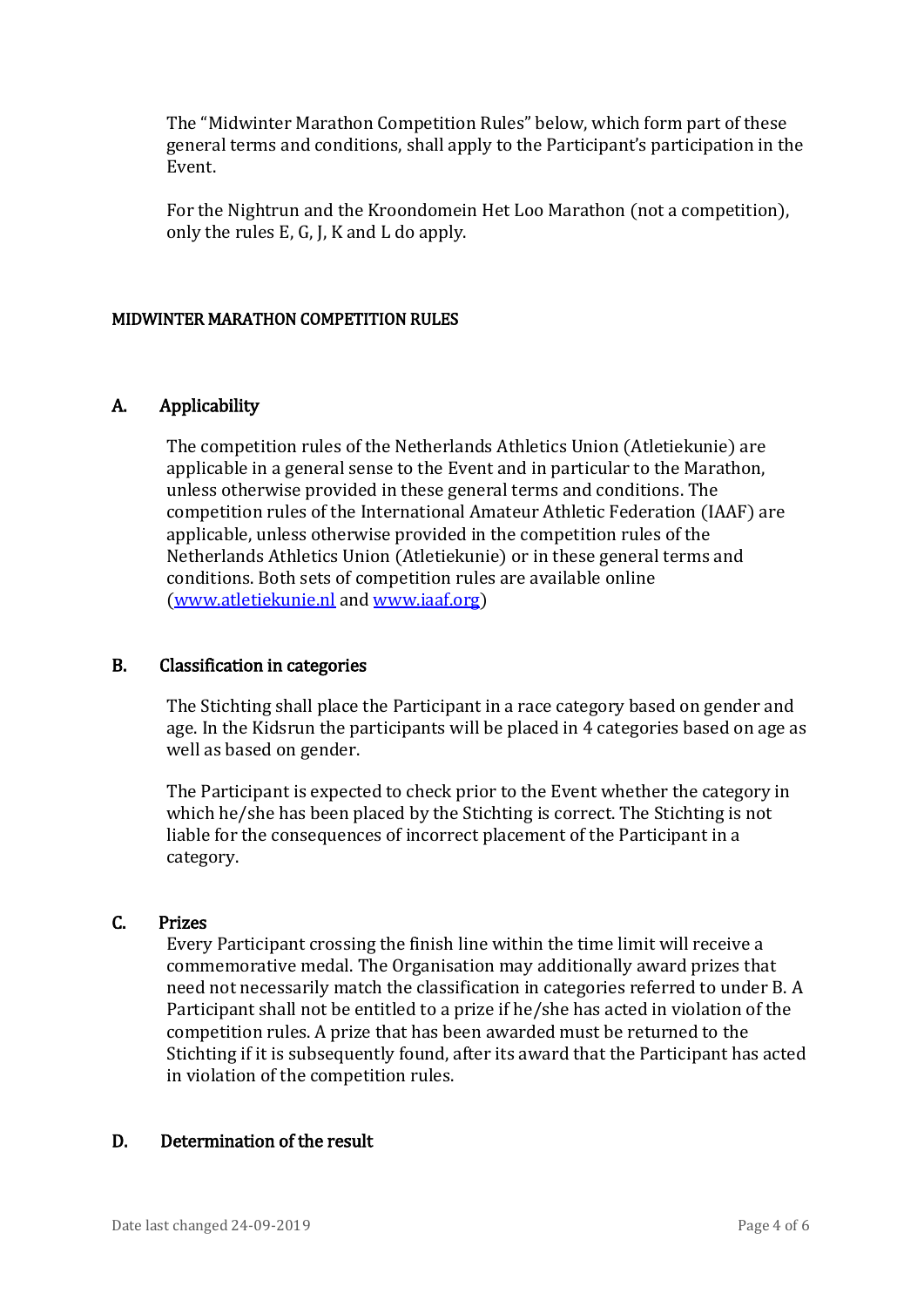The “Midwinter Marathon Competition Rules” below, which form part of these general terms and conditions, shall apply to the Participant’s participation in the Event.

For the Nightrun and the Kroondomein Het Loo Marathon (not a competition), only the rules E, G, J, K and L do apply.

## MIDWINTER MARATHON COMPETITION RULES

### A. Applicability

The competition rules of the Netherlands Athletics Union (Atletiekunie) are applicable in a general sense to the Event and in particular to the Marathon, unless otherwise provided in these general terms and conditions. The competition rules of the International Amateur Athletic Federation (IAAF) are applicable, unless otherwise provided in the competition rules of the Netherlands Athletics Union (Atletiekunie) or in these general terms and conditions. Both sets of competition rules are available online ([www.atletiekunie.nl](http://www.atletiekunie.nl) and [www.iaaf.org](http://www.iaaf.org))

### B. Classification in categories

The Stichting shall place the Participant in a race category based on gender and age. In the Kidsrun the participants will be placed in 4 categories based on age as well as based on gender.

The Participant is expected to check prior to the Event whether the category in which he/she has been placed by the Stichting is correct. The Stichting is not liable for the consequences of incorrect placement of the Participant in a category.

### C. Prizes

Every Participant crossing the finish line within the time limit will receive a commemorative medal. The Organisation may additionally award prizes that need not necessarily match the classification in categories referred to under B. A Participant shall not be entitled to a prize if he/she has acted in violation of the competition rules. A prize that has been awarded must be returned to the Stichting if it is subsequently found, after its award that the Participant has acted in violation of the competition rules.

### D. Determination of the result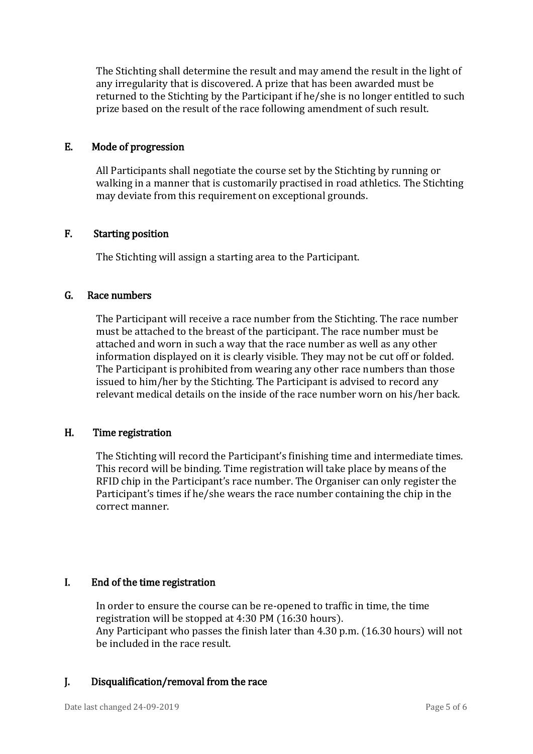The Stichting shall determine the result and may amend the result in the light of any irregularity that is discovered. A prize that has been awarded must be returned to the Stichting by the Participant if he/she is no longer entitled to such prize based on the result of the race following amendment of such result.

## E. Mode of progression

All Participants shall negotiate the course set by the Stichting by running or walking in a manner that is customarily practised in road athletics. The Stichting may deviate from this requirement on exceptional grounds.

## F. Starting position

The Stichting will assign a starting area to the Participant.

## G. Race numbers

The Participant will receive a race number from the Stichting. The race number must be attached to the breast of the participant. The race number must be attached and worn in such a way that the race number as well as any other information displayed on it is clearly visible. They may not be cut off or folded. The Participant is prohibited from wearing any other race numbers than those issued to him/her by the Stichting. The Participant is advised to record any relevant medical details on the inside of the race number worn on his/her back.

## H. Time registration

The Stichting will record the Participant's finishing time and intermediate times. This record will be binding. Time registration will take place by means of the RFID chip in the Participant's race number. The Organiser can only register the Participant's times if he/she wears the race number containing the chip in the correct manner.

## I. End of the time registration

In order to ensure the course can be re-opened to traffic in time, the time registration will be stopped at 4:30 PM (16:30 hours).
Any Participant who passes the finish later than 4.30 p.m. (16.30 hours) will not be included in the race result.

## J. Disqualification/removal from the race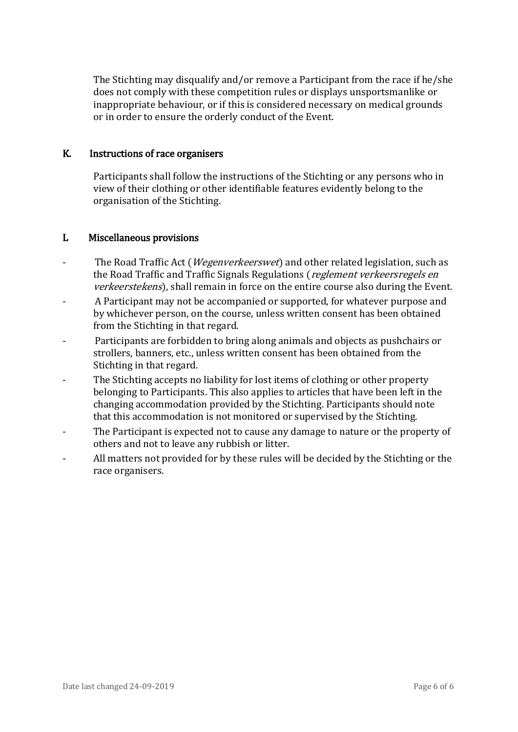The Stichting may disqualify and/or remove a Participant from the race if he/she does not comply with these competition rules or displays unsportsmanlike or inappropriate behaviour, or if this is considered necessary on medical grounds or in order to ensure the orderly conduct of the Event.

## K. Instructions of race organisers

Participants shall follow the instructions of the Stichting or any persons who in view of their clothing or other identifiable features evidently belong to the organisation of the Stichting.

## L. Miscellaneous provisions

- The Road Traffic Act (*Wegenverkeerswet*) and other related legislation, such as the Road Traffic and Traffic Signals Regulations (*reglement verkeersregels en verkeerstekens*), shall remain in force on the entire course also during the Event.
- A Participant may not be accompanied or supported, for whatever purpose and by whichever person, on the course, unless written consent has been obtained from the Stichting in that regard.
- Participants are forbidden to bring along animals and objects as pushchairs or strollers, banners, etc., unless written consent has been obtained from the Stichting in that regard.
- The Stichting accepts no liability for lost items of clothing or other property belonging to Participants. This also applies to articles that have been left in the changing accommodation provided by the Stichting. Participants should note that this accommodation is not monitored or supervised by the Stichting.
- The Participant is expected not to cause any damage to nature or the property of others and not to leave any rubbish or litter.
- All matters not provided for by these rules will be decided by the Stichting or the race organisers.

Date last changed 24-09-2019